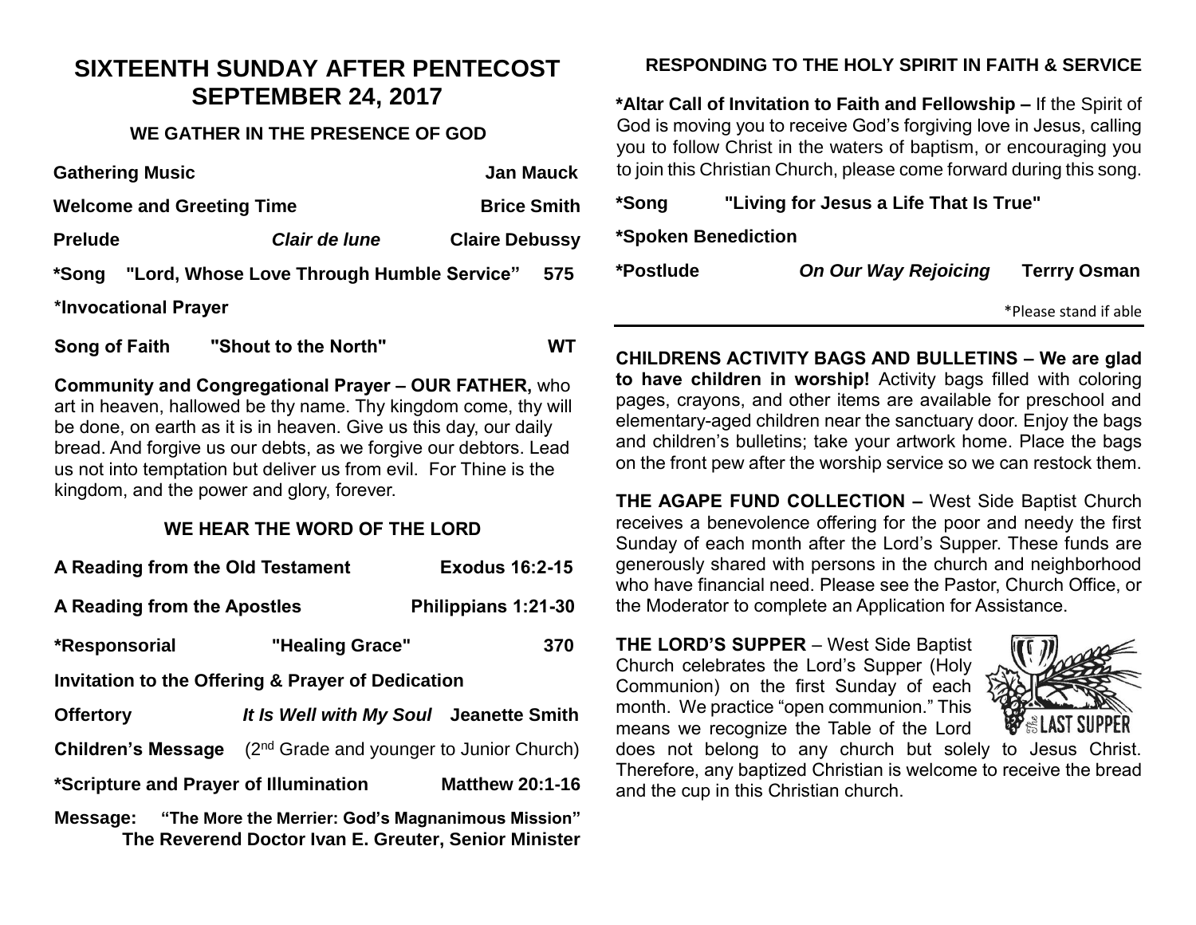# SIXTEENTH SUNDAY AFTER PENTECOST
# SEPTEMBER 24, 2017

## WE GATHER IN THE PRESENCE OF GOD

**Gathering Music** **Jan Mauck**

**Welcome and Greeting Time** **Brice Smith**

**Prelude** ***Clair de lune*** **Claire Debussy**

**\*Song "Lord, Whose Love Through Humble Service" 575**

**\*Invocational Prayer**

**Song of Faith "Shout to the North" WT**

**Community and Congregational Prayer – OUR FATHER,** who art in heaven, hallowed be thy name. Thy kingdom come, thy will be done, on earth as it is in heaven. Give us this day, our daily bread. And forgive us our debts, as we forgive our debtors. Lead us not into temptation but deliver us from evil. For Thine is the kingdom, and the power and glory, forever.

## WE HEAR THE WORD OF THE LORD

**A Reading from the Old Testament** **Exodus 16:2-15**

**A Reading from the Apostles** **Philippians 1:21-30**

**\*Responsorial "Healing Grace" 370**

**Invitation to the Offering & Prayer of Dedication**

**Offertory** ***It Is Well with My Soul*** **Jeanette Smith**

**Children's Message** (2nd Grade and younger to Junior Church)

**\*Scripture and Prayer of Illumination** **Matthew 20:1-16**

**Message: "The More the Merrier: God's Magnanimous Mission"**
**The Reverend Doctor Ivan E. Greuter, Senior Minister**

## RESPONDING TO THE HOLY SPIRIT IN FAITH & SERVICE

**\*Altar Call of Invitation to Faith and Fellowship –** If the Spirit of God is moving you to receive God's forgiving love in Jesus, calling you to follow Christ in the waters of baptism, or encouraging you to join this Christian Church, please come forward during this song.

**\*Song "Living for Jesus a Life That Is True"**

**\*Spoken Benediction**

**\*Postlude** ***On Our Way Rejoicing*** **Terrry Osman**

\*Please stand if able

---

**CHILDRENS ACTIVITY BAGS AND BULLETINS – We are glad to have children in worship!** Activity bags filled with coloring pages, crayons, and other items are available for preschool and elementary-aged children near the sanctuary door. Enjoy the bags and children's bulletins; take your artwork home. Place the bags on the front pew after the worship service so we can restock them.

**THE AGAPE FUND COLLECTION –** West Side Baptist Church receives a benevolence offering for the poor and needy the first Sunday of each month after the Lord's Supper. These funds are generously shared with persons in the church and neighborhood who have financial need. Please see the Pastor, Church Office, or the Moderator to complete an Application for Assistance.

**THE LORD'S SUPPER** – West Side Baptist Church celebrates the Lord's Supper (Holy Communion) on the first Sunday of each month. We practice "open communion." This means we recognize the Table of the Lord does not belong to any church but solely to Jesus Christ. Therefore, any baptized Christian is welcome to receive the bread and the cup in this Christian church.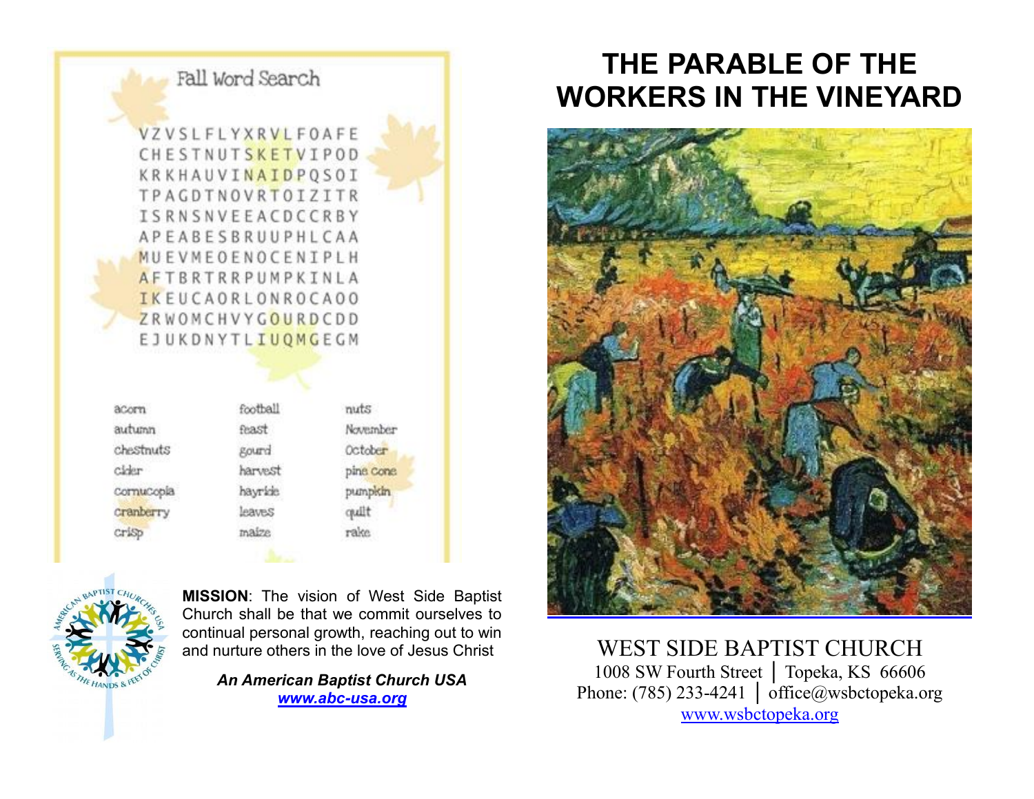Fall Word Search

```
VZVSLFLYXRVLFOAFE
CHESTNUTSKETVIPOD
KRKHAUVINAIDPQSOI
TPAGDTNOVRTOIZITR
ISRNSNVEEACDCCRBY
APEABESBRUUPHLCAA
MUEVMEOENOCENIPLH
AFTBRTRRPUMPKINLA
IKEUCAORLONROCAOO
ZRWOMCHVYGOURDCDD
EJUKDNYTLIUQMGEGM
```

| | | |
|---|---|---|
| acorn | football | nuts |
| autumn | feast | November |
| chestnuts | gourd | October |
| cider | harvest | pine cone |
| cornucopia | hayride | pumpkin |
| cranberry | leaves | quilt |
| crisp | maize | rake |

**MISSION**: The vision of West Side Baptist Church shall be that we commit ourselves to continual personal growth, reaching out to win and nurture others in the love of Jesus Christ

***An American Baptist Church USA***
***www.abc-usa.org***

# THE PARABLE OF THE WORKERS IN THE VINEYARD

WEST SIDE BAPTIST CHURCH
1008 SW Fourth Street | Topeka, KS 66606
Phone: (785) 233-4241 | office@wsbctopeka.org
www.wsbctopeka.org